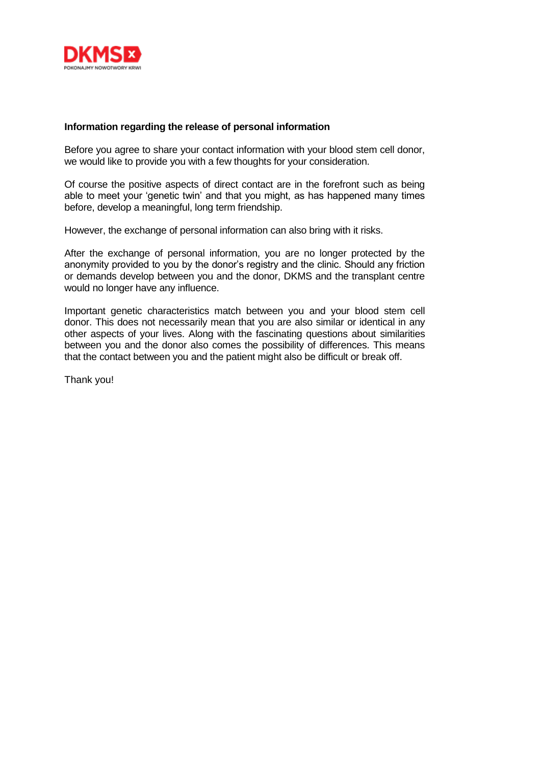DKMS
POKONAJMY NOWOTWORY KRWI

**Information regarding the release of personal information**

Before you agree to share your contact information with your blood stem cell donor, we would like to provide you with a few thoughts for your consideration.

Of course the positive aspects of direct contact are in the forefront such as being able to meet your 'genetic twin' and that you might, as has happened many times before, develop a meaningful, long term friendship.

However, the exchange of personal information can also bring with it risks.

After the exchange of personal information, you are no longer protected by the anonymity provided to you by the donor's registry and the clinic. Should any friction or demands develop between you and the donor, DKMS and the transplant centre would no longer have any influence.

Important genetic characteristics match between you and your blood stem cell donor. This does not necessarily mean that you are also similar or identical in any other aspects of your lives. Along with the fascinating questions about similarities between you and the donor also comes the possibility of differences. This means that the contact between you and the patient might also be difficult or break off.

Thank you!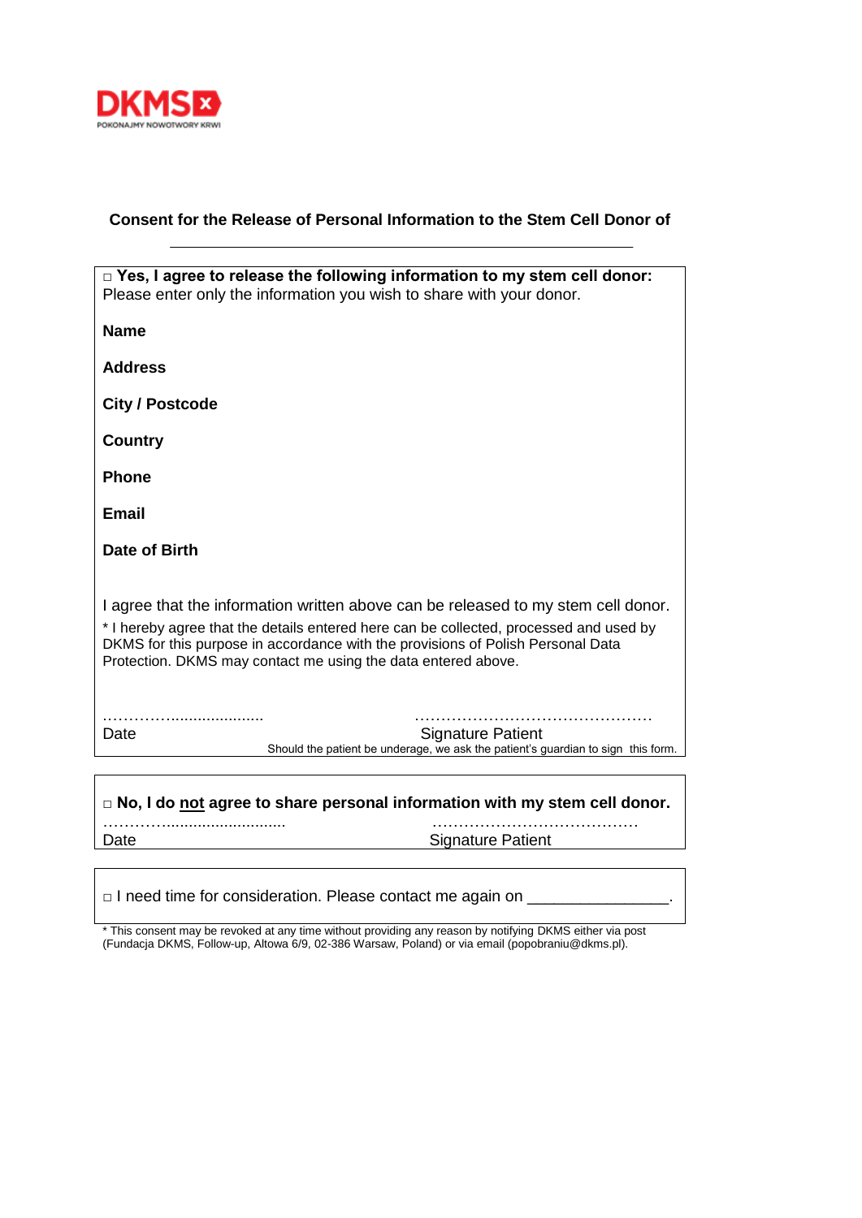DKMS
POKONAJMY NOWOTWORY KRWI

## Consent for the Release of Personal Information to the Stem Cell Donor of

______________________________________________

□ **Yes, I agree to release the following information to my stem cell donor:**
Please enter only the information you wish to share with your donor.

**Name**

**Address**

**City / Postcode**

**Country**

**Phone**

**Email**

**Date of Birth**

I agree that the information written above can be released to my stem cell donor.

* I hereby agree that the details entered here can be collected, processed and used by DKMS for this purpose in accordance with the provisions of Polish Personal Data Protection. DKMS may contact me using the data entered above.

……………..................  ………………………………………
Date  Signature Patient

Should the patient be underage, we ask the patient's guardian to sign this form.

□ **No, I do <u>not</u> agree to share personal information with my stem cell donor.**

……………..........................  …………………………………
Date  Signature Patient

□ I need time for consideration. Please contact me again on _______________.

* This consent may be revoked at any time without providing any reason by notifying DKMS either via post (Fundacja DKMS, Follow-up, Altowa 6/9, 02-386 Warsaw, Poland) or via email (popobraniu@dkms.pl).